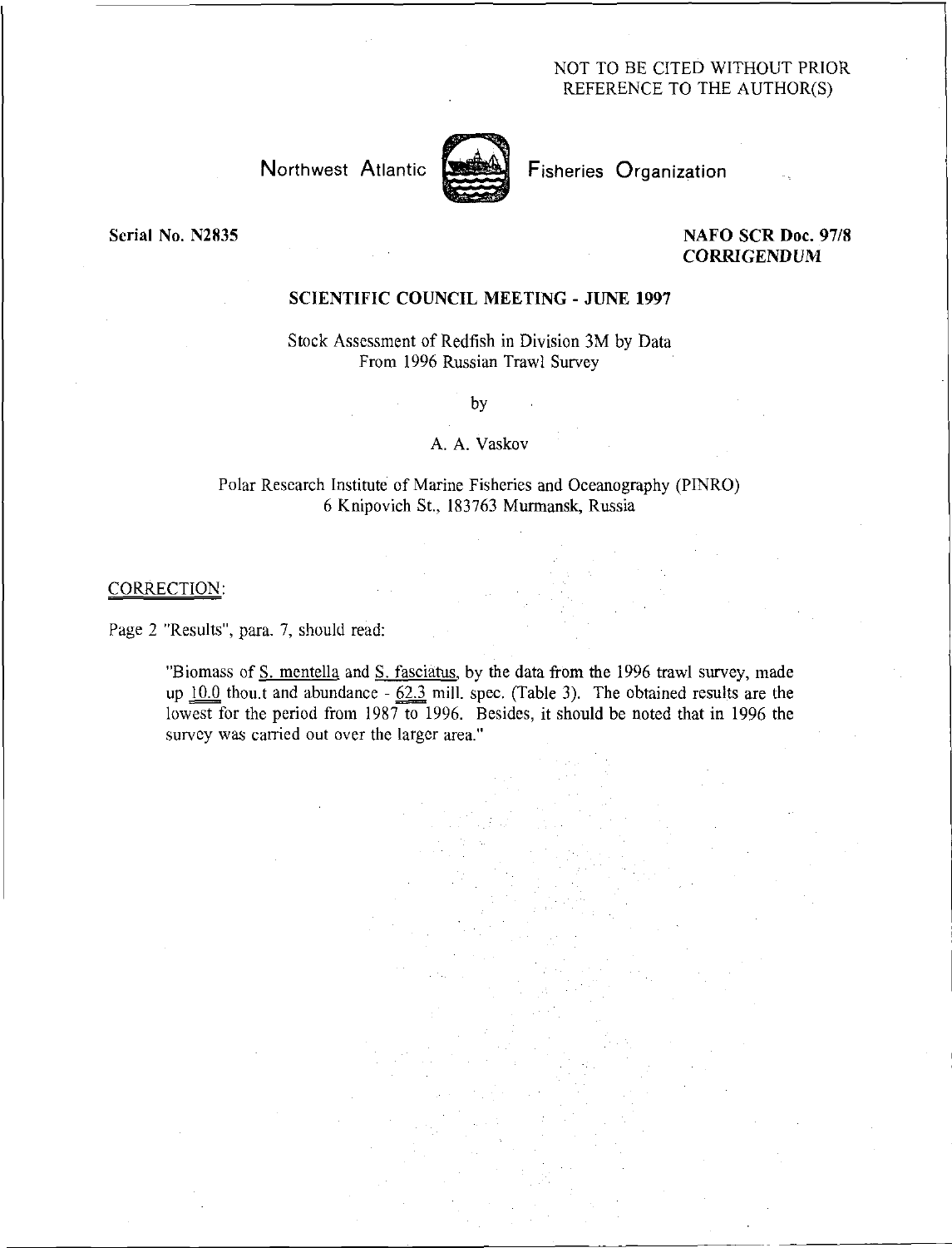NOT TO BE CITED WITHOUT PRIOR REFERENCE TO THE AUTHOR(S)

Northwest Atlantic Fisheries Organization

Serial No. N2835

**NAFO SCR Doc. 97/8**
***CORRIGENDUM***

**SCIENTIFIC COUNCIL MEETING - JUNE 1997**

Stock Assessment of Redfish in Division 3M by Data From 1996 Russian Trawl Survey

by

A. A. Vaskov

Polar Research Institute of Marine Fisheries and Oceanography (PINRO)
6 Knipovich St., 183763 Murmansk, Russia

CORRECTION:

Page 2 "Results", para. 7, should read:

> "Biomass of S. mentella and S. fasciatus, by the data from the 1996 trawl survey, made up 10.0 thou.t and abundance - 62.3 mill. spec. (Table 3). The obtained results are the lowest for the period from 1987 to 1996. Besides, it should be noted that in 1996 the survey was carried out over the larger area."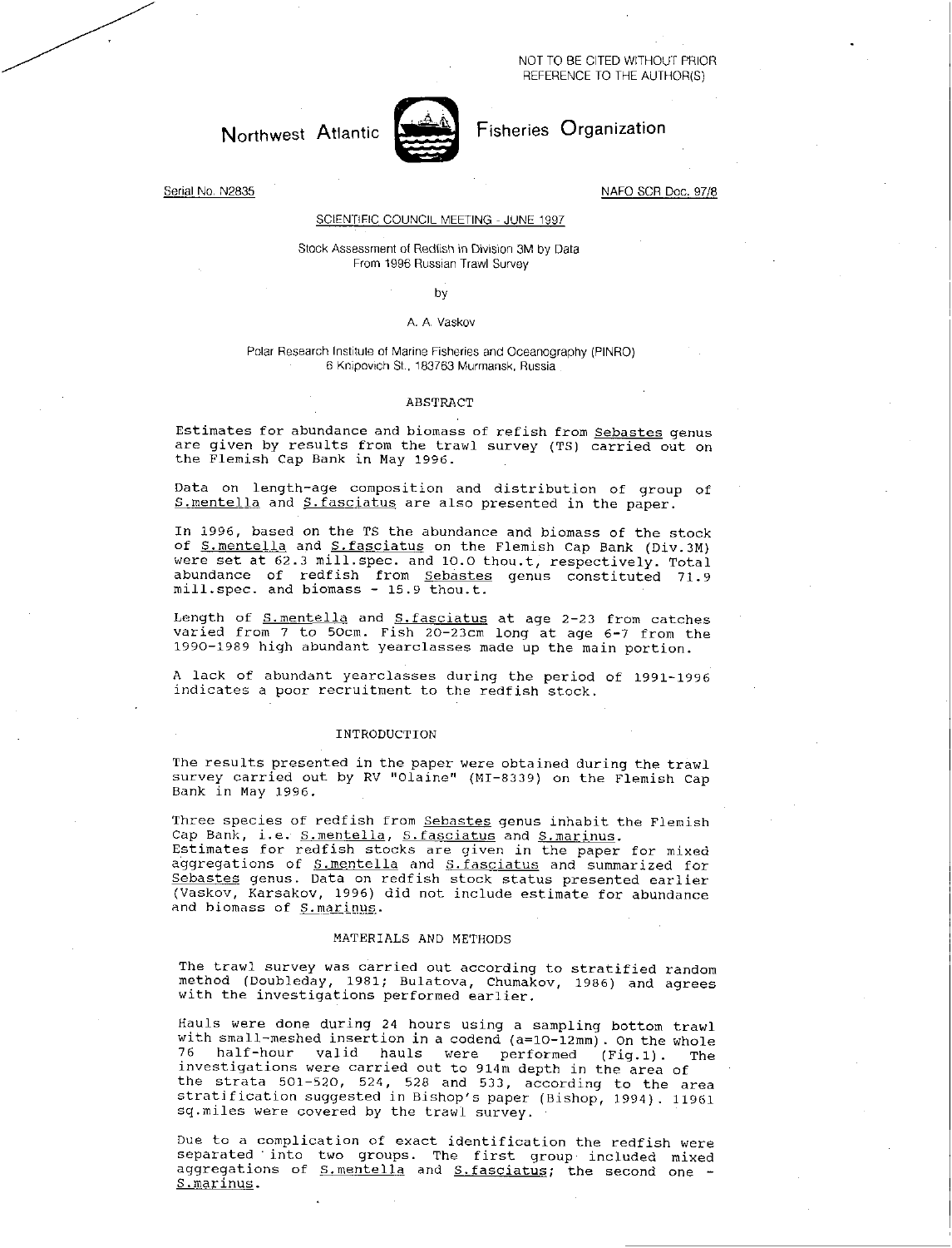NOT TO BE CITED WITHOUT PRIOR REFERENCE TO THE AUTHOR(S)

# Northwest Atlantic Fisheries Organization

Serial No. N2835 NAFO SCR Doc. 97/8

SCIENTIFIC COUNCIL MEETING - JUNE 1997

## Stock Assessment of Redfish in Division 3M by Data From 1996 Russian Trawl Survey

by

A. A. Vaskov

Polar Research Institute of Marine Fisheries and Oceanography (PINRO)
6 Knipovich St., 183763 Murmansk, Russia

### ABSTRACT

Estimates for abundance and biomass of refish from Sebastes genus are given by results from the trawl survey (TS) carried out on the Flemish Cap Bank in May 1996.

Data on length-age composition and distribution of group of S.mentella and S.fasciatus are also presented in the paper.

In 1996, based on the TS the abundance and biomass of the stock of S.mentella and S.fasciatus on the Flemish Cap Bank (Div.3M) were set at 62.3 mill.spec. and 10.0 thou.t, respectively. Total abundance of redfish from Sebastes genus constituted 71.9 mill.spec. and biomass - 15.9 thou.t.

Length of S.mentella and S.fasciatus at age 2-23 from catches varied from 7 to 50cm. Fish 20-23cm long at age 6-7 from the 1990-1989 high abundant yearclasses made up the main portion.

A lack of abundant yearclasses during the period of 1991-1996 indicates a poor recruitment to the redfish stock.

### INTRODUCTION

The results presented in the paper were obtained during the trawl survey carried out by RV "Olaine" (MI-8339) on the Flemish Cap Bank in May 1996.

Three species of redfish from Sebastes genus inhabit the Flemish Cap Bank, i.e. S.mentella, S.fasciatus and S.marinus.
Estimates for redfish stocks are given in the paper for mixed aggregations of S.mentella and S.fasciatus and summarized for Sebastes genus. Data on redfish stock status presented earlier (Vaskov, Karsakov, 1996) did not include estimate for abundance and biomass of S.marinus.

### MATERIALS AND METHODS

The trawl survey was carried out according to stratified random method (Doubleday, 1981; Bulatova, Chumakov, 1986) and agrees with the investigations performed earlier.

Hauls were done during 24 hours using a sampling bottom trawl with small-meshed insertion in a codend (a=10-12mm). On the whole 76 half-hour valid hauls were performed (Fig.1). The investigations were carried out to 914m depth in the area of the strata 501-520, 524, 528 and 533, according to the area stratification suggested in Bishop's paper (Bishop, 1994). 11961 sq.miles were covered by the trawl survey.

Due to a complication of exact identification the redfish were separated into two groups. The first group included mixed aggregations of S.mentella and S.fasciatus; the second one - S.marinus.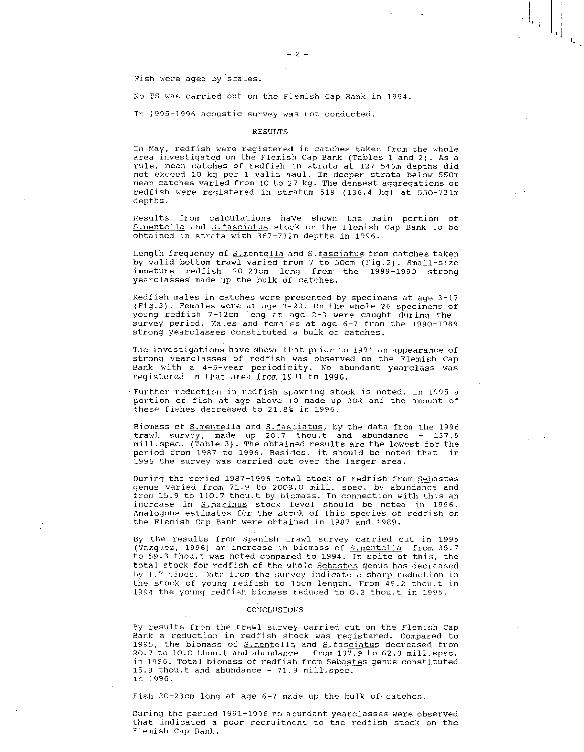Fish were aged by scales.

No TS was carried out on the Flemish Cap Bank in 1994.

In 1995-1996 acoustic survey was not conducted.

## RESULTS

In May, redfish were registered in catches taken from the whole area investigated on the Flemish Cap Bank (Tables 1 and 2). As a rule, mean catches of redfish in strata at 127-546m depths did not exceed 10 kg per 1 valid haul. In deeper strata below 550m mean catches varied from 10 to 27 kg. The densest aggregations of redfish were registered in stratum 519 (136.4 kg) at 550-731m depths.

Results from calculations have shown the main portion of S.mentella and S.fasciatus stock on the Flemish Cap Bank to be obtained in strata with 367-732m depths in 1996.

Length frequency of S.mentella and S.fasciatus from catches taken by valid bottom trawl varied from 7 to 50cm (Fig.2). Small-size immature redfish 20-23cm long from the 1989-1990 strong yearclasses made up the bulk of catches.

Redfish males in catches were presented by specimens at age 3-17 (Fig.3). Females were at age 3-23. On the whole 26 specimens of young redfish 7-12cm long at age 2-3 were caught during the survey period. Males and females at age 6-7 from the 1990-1989 strong yearclasses constituted a bulk of catches.

The investigations have shown that prior to 1991 an appearance of strong yearclasses of redfish was observed on the Flemish Cap Bank with a 4-5-year periodicity. No abundant yearclass was registered in that area from 1991 to 1996.

Further reduction in redfish spawning stock is noted. In 1995 a portion of fish at age above 10 made up 30% and the amount of these fishes decreased to 21.8% in 1996.

Biomass of S.mentella and S.fasciatus, by the data from the 1996 trawl survey, made up 20.7 thou.t and abundance - 137.9 mill.spec. (Table 3). The obtained results are the lowest for the period from 1987 to 1996. Besides, it should be noted that in 1996 the survey was carried out over the larger area.

During the period 1987-1996 total stock of redfish from Sebastes genus varied from 71.9 to 2008.0 mill. spec. by abundance and from 15.9 to 110.7 thou.t by biomass. In connection with this an increase in S.marinus stock level should be noted in 1996. Analogous estimates for the stock of this species of redfish on the Flemish Cap Bank were obtained in 1987 and 1989.

By the results from Spanish trawl survey carried out in 1995 (Vazquez, 1996) an increase in biomass of S.mentella from 35.7 to 59.3 thou.t was noted compared to 1994. In spite of this, the total stock for redfish of the whole Sebastes genus has decreased by 1.7 times. Data from the survey indicate a sharp reduction in the stock of young redfish to 15cm length. From 49.2 thou.t in 1994 the young redfish biomass reduced to 0.2 thou.t in 1995.

## CONCLUSIONS

By results from the trawl survey carried out on the Flemish Cap Bank a reduction in redfish stock was registered. Compared to 1995, the biomass of S.mentella and S.fasciatus decreased from 20.7 to 10.0 thou.t and abundance - from 137.9 to 62.3 mill.spec. in 1996. Total biomass of redfish from Sebastes genus constituted 15.9 thou.t and abundance - 71.9 mill.spec. in 1996.

Fish 20-23cm long at age 6-7 made up the bulk of catches.

During the period 1991-1996 no abundant yearclasses were observed that indicated a poor recruitment to the redfish stock on the Flemish Cap Bank.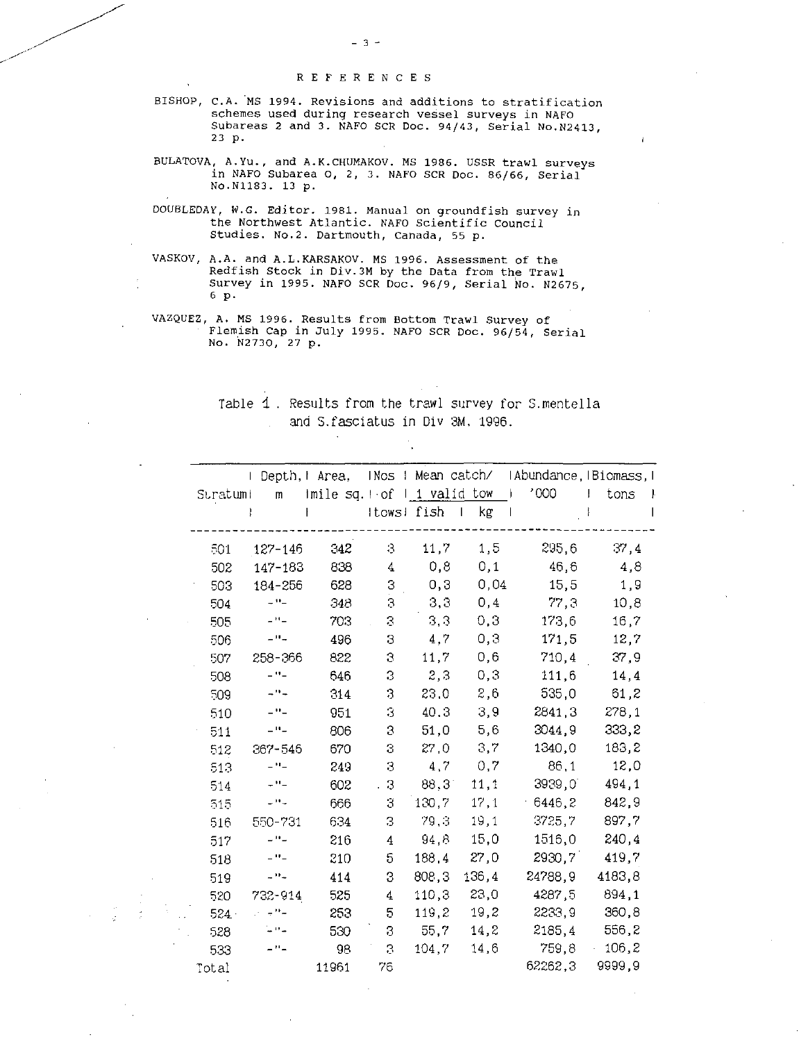## REFERENCES

BISHOP, C.A. MS 1994. Revisions and additions to stratification schemes used during research vessel surveys in NAFO Subareas 2 and 3. NAFO SCR Doc. 94/43, Serial No.N2413, 23 p.

BULATOVA, A.Yu., and A.K.CHUMAKOV. MS 1986. USSR trawl surveys in NAFO Subarea 0, 2, 3. NAFO SCR Doc. 86/66, Serial No.N1183. 13 p.

DOUBLEDAY, W.G. Editor. 1981. Manual on groundfish survey in the Northwest Atlantic. NAFO Scientific Council Studies. No.2. Dartmouth, Canada, 55 p.

VASKOV, A.A. and A.L.KARSAKOV. MS 1996. Assessment of the Redfish Stock in Div.3M by the Data from the Trawl Survey in 1995. NAFO SCR Doc. 96/9, Serial No. N2675, 6 p.

VAZQUEZ, A. MS 1996. Results from Bottom Trawl Survey of Flemish Cap in July 1995. NAFO SCR Doc. 96/54, Serial No. N2730, 27 p.

Table 1. Results from the trawl survey for S.mentella and S.fasciatus in Div 3M, 1996.

| Stratum | Depth, m | Area, mile sq. | Nos of tows | Mean catch/ 1 valid tow fish | Mean catch/ 1 valid tow kg | Abundance, '000 | Biomass, tons |
|---|---|---|---|---|---|---|---|
| 501 | 127-146 | 342 | 3 | 11,7 | 1,5 | 295,6 | 37,4 |
| 502 | 147-183 | 838 | 4 | 0,8 | 0,1 | 46,6 | 4,8 |
| 503 | 184-256 | 628 | 3 | 0,3 | 0,04 | 15,5 | 1,9 |
| 504 | -"- | 348 | 3 | 3,3 | 0,4 | 77,3 | 10,8 |
| 505 | -"- | 703 | 3 | 3,3 | 0,3 | 173,6 | 16,7 |
| 506 | -"- | 496 | 3 | 4,7 | 0,3 | 171,5 | 12,7 |
| 507 | 258-366 | 822 | 3 | 11,7 | 0,6 | 710,4 | 37,9 |
| 508 | -"- | 646 | 3 | 2,3 | 0,3 | 111,6 | 14,4 |
| 509 | -"- | 314 | 3 | 23,0 | 2,6 | 535,0 | 61,2 |
| 510 | -"- | 951 | 3 | 40,3 | 3,9 | 2841,3 | 278,1 |
| 511 | -"- | 806 | 3 | 51,0 | 5,6 | 3044,9 | 333,2 |
| 512 | 367-546 | 670 | 3 | 27,0 | 3,7 | 1340,0 | 183,2 |
| 513 | -"- | 249 | 3 | 4,7 | 0,7 | 86,1 | 12,0 |
| 514 | -"- | 602 | 3 | 88,3 | 11,1 | 3939,0 | 494,1 |
| 515 | -"- | 666 | 3 | 130,7 | 17,1 | 6446,2 | 842,9 |
| 516 | 550-731 | 634 | 3 | 79,3 | 19,1 | 3725,7 | 897,7 |
| 517 | -"- | 216 | 4 | 94,8 | 15,0 | 1516,0 | 240,4 |
| 518 | -"- | 210 | 5 | 188,4 | 27,0 | 2930,7 | 419,7 |
| 519 | -"- | 414 | 3 | 808,3 | 136,4 | 24788,9 | 4183,8 |
| 520 | 732-914 | 525 | 4 | 110,3 | 23,0 | 4287,5 | 894,1 |
| 524 | -"- | 253 | 5 | 119,2 | 19,2 | 2233,9 | 360,8 |
| 528 | -"- | 530 | 3 | 55,7 | 14,2 | 2185,4 | 556,2 |
| 533 | -"- | 98 | 3 | 104,7 | 14,6 | 759,8 | 106,2 |
| Total | | 11961 | 76 | | | 62262,3 | 9999,9 |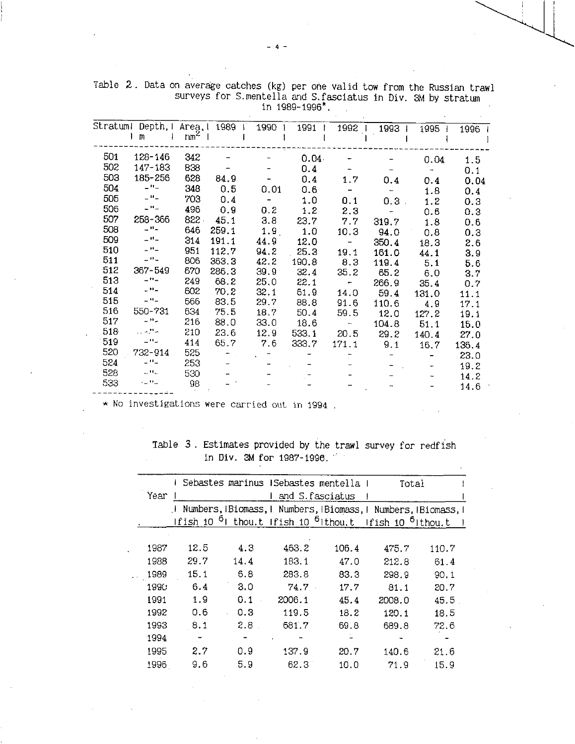Table 2. Data on average catches (kg) per one valid tow from the Russian trawl surveys for S.mentella and S.fasciatus in Div. 3M by stratum in 1989-1996*.

| Stratum | Depth, m | Area, $nm^2$ | 1989 | 1990 | 1991 | 1992 | 1993 | 1995 | 1996 |
|---|---|---|---|---|---|---|---|---|---|
| 501 | 128-146 | 342 | - | - | 0.04 | - | - | 0.04 | 1.5 |
| 502 | 147-183 | 838 | - | - | 0.4 | - | - | - | 0.1 |
| 503 | 185-256 | 628 | 84.9 | - | 0.4 | 1.7 | 0.4 | 0.4 | 0.04 |
| 504 | -"- | 348 | 0.5 | 0.01 | 0.6 | - | - | 1.8 | 0.4 |
| 505 | -"- | 703 | 0.4 | - | 1.0 | 0.1 | 0.3 | 1.2 | 0.3 |
| 506 | -"- | 496 | 0.9 | 0.2 | 1.2 | 2.3 | - | 0.6 | 0.3 |
| 507 | 258-366 | 822 | 45.1 | 3.8 | 23.7 | 7.7 | 319.7 | 1.8 | 0.6 |
| 508 | -"- | 646 | 259.1 | 1.9 | 1.0 | 10.3 | 94.0 | 0.8 | 0.3 |
| 509 | -"- | 314 | 191.1 | 44.9 | 12.0 | - | 350.4 | 18.3 | 2.6 |
| 510 | -"- | 951 | 112.7 | 94.2 | 25.3 | 19.1 | 161.0 | 44.1 | 3.9 |
| 511 | -"- | 806 | 363.3 | 42.2 | 190.8 | 8.3 | 119.4 | 5.1 | 5.6 |
| 512 | 367-549 | 670 | 286.3 | 39.9 | 32.4 | 35.2 | 65.2 | 6.0 | 3.7 |
| 513 | -"- | 249 | 68.2 | 25.0 | 22.1 | - | 266.9 | 35.4 | 0.7 |
| 514 | -"- | 602 | 70.2 | 32.1 | 61.9 | 14.0 | 59.4 | 131.0 | 11.1 |
| 515 | -"- | 666 | 83.5 | 29.7 | 88.8 | 91.6 | 110.6 | 4.9 | 17.1 |
| 516 | 550-731 | 634 | 75.5 | 18.7 | 50.4 | 59.5 | 12.0 | 127.2 | 19.1 |
| 517 | -"- | 216 | 88.0 | 33.0 | 18.6 | - | 104.8 | 51.1 | 15.0 |
| 518 | -"- | 210 | 23.6 | 12.9 | 533.1 | 20.5 | 29.2 | 140.4 | 27.0 |
| 519 | -"- | 414 | 65.7 | 7.6 | 333.7 | 171.1 | 9.1 | 16.7 | 136.4 |
| 520 | 732-914 | 525 | - | - | - | - | - | - | 23.0 |
| 524 | -"- | 253 | - | - | - | - | - | - | 19.2 |
| 528 | -"- | 530 | - | - | - | - | - | - | 14.2 |
| 533 | -"- | 98 | - | - | - | - | - | - | 14.6 |

* No investigations were carried out in 1994.

Table 3. Estimates provided by the trawl survey for redfish in Div. 3M for 1987-1996.

| Year | Sebastes marinus | | Sebastes mentella and S.fasciatus | | Total | |
|---|---|---|---|---|---|---|
| | Numbers, fish $10^6$ | Biomass, thou.t | Numbers, fish $10^6$ | Biomass, thou.t | Numbers, fish $10^6$ | Biomass, thou.t |
| 1987 | 12.5 | 4.3 | 463.2 | 106.4 | 475.7 | 110.7 |
| 1988 | 29.7 | 14.4 | 183.1 | 47.0 | 212.8 | 61.4 |
| 1989 | 15.1 | 6.8 | 283.8 | 83.3 | 298.9 | 90.1 |
| 1990 | 6.4 | 3.0 | 74.7 | 17.7 | 81.1 | 20.7 |
| 1991 | 1.9 | 0.1 | 2006.1 | 45.4 | 2008.0 | 45.5 |
| 1992 | 0.6 | 0.3 | 119.5 | 18.2 | 120.1 | 18.5 |
| 1993 | 8.1 | 2.8 | 681.7 | 69.8 | 689.8 | 72.6 |
| 1994 | - | - | - | - | - | - |
| 1995 | 2.7 | 0.9 | 137.9 | 20.7 | 140.6 | 21.6 |
| 1996 | 9.6 | 5.9 | 62.3 | 10.0 | 71.9 | 15.9 |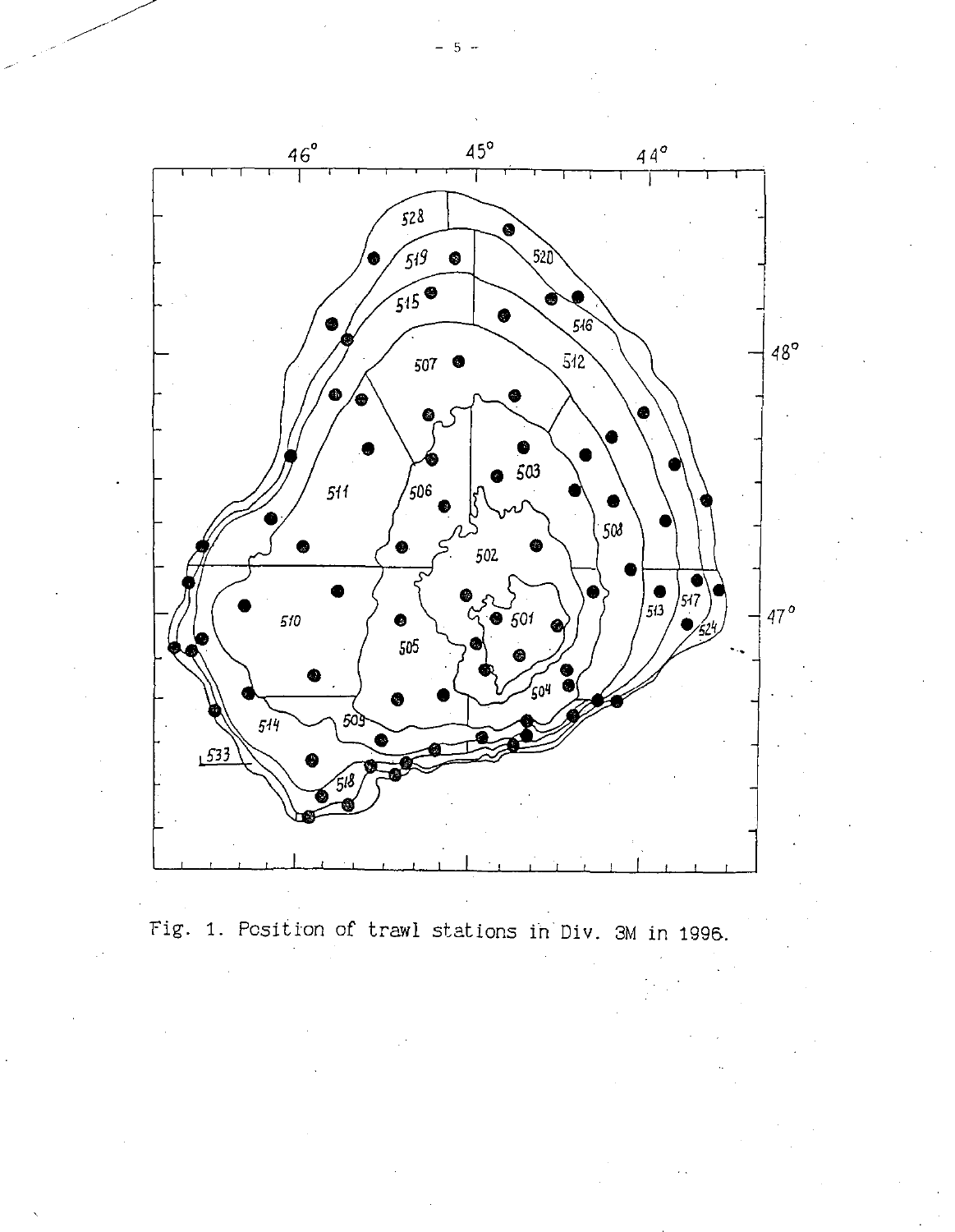Fig. 1. Position of trawl stations in Div. 3M in 1996.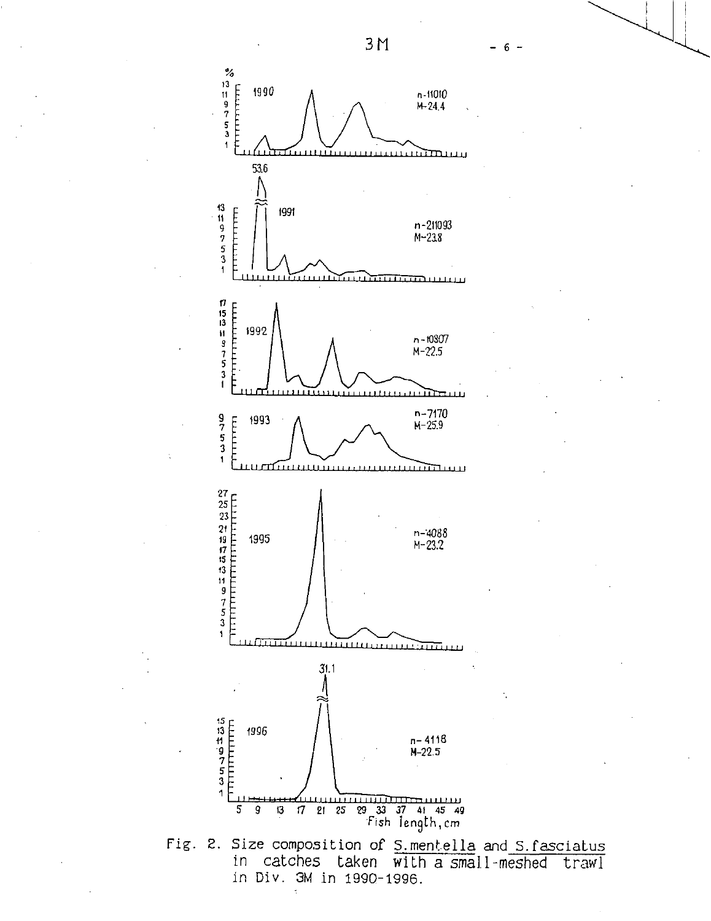3M

Fig. 2. Size composition of S. mentella and S. fasciatus in catches taken with a small-meshed trawl in Div. 3M in 1990-1996.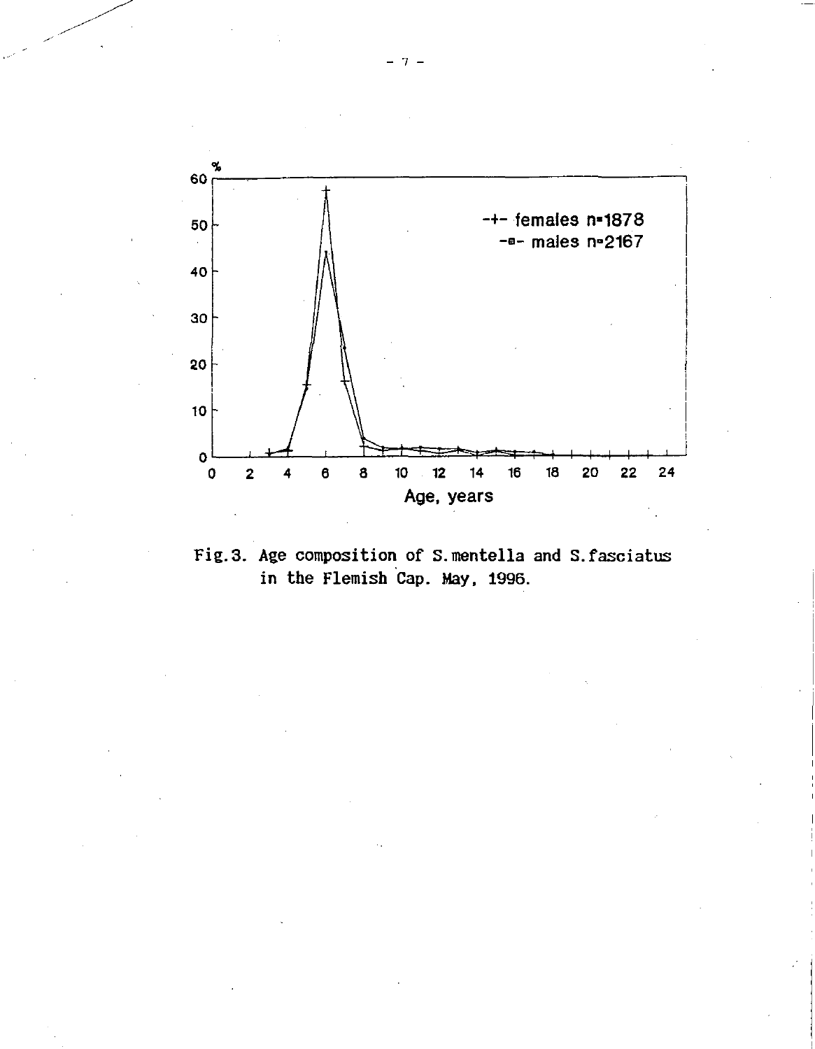%

60

50

40

30

20

10

0

0 2 4 6 8 10 12 14 16 18 20 22 24

Age, years

-+- females n=1878

-■- males n=2167

Fig.3. Age composition of S.mentella and S.fasciatus in the Flemish Cap. May, 1996.